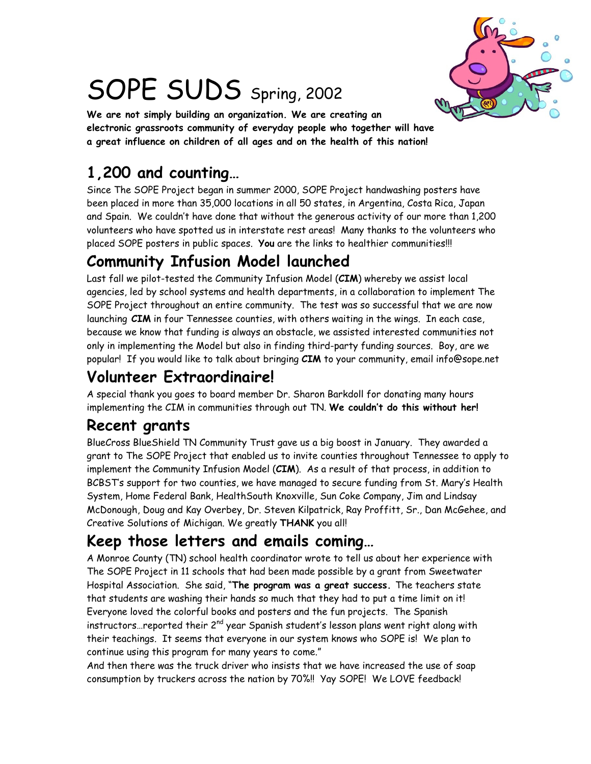# SOPE SUDS Spring, 2002

**We are not simply building an organization. We are creating an electronic grassroots community of everyday people who together will have a great influence on children of all ages and on the health of this nation!**

## 1,200 and counting…

Since The SOPE Project began in summer 2000, SOPE Project handwashing posters have been placed in more than 35,000 locations in all 50 states, in Argentina, Costa Rica, Japan and Spain. We couldn't have done that without the generous activity of our more than 1,200 volunteers who have spotted us in interstate rest areas! Many thanks to the volunteers who placed SOPE posters in public spaces. **You** are the links to healthier communities!!!

## Community Infusion Model launched

Last fall we pilot-tested the Community Infusion Model (***CIM***) whereby we assist local agencies, led by school systems and health departments, in a collaboration to implement The SOPE Project throughout an entire community. The test was so successful that we are now launching ***CIM*** in four Tennessee counties, with others waiting in the wings. In each case, because we know that funding is always an obstacle, we assisted interested communities not only in implementing the Model but also in finding third-party funding sources. Boy, are we popular! If you would like to talk about bringing ***CIM*** to your community, email info@sope.net

## Volunteer Extraordinaire!

A special thank you goes to board member Dr. Sharon Barkdoll for donating many hours implementing the CIM in communities through out TN. **We couldn't do this without her!**

## Recent grants

BlueCross BlueShield TN Community Trust gave us a big boost in January. They awarded a grant to The SOPE Project that enabled us to invite counties throughout Tennessee to apply to implement the Community Infusion Model (***CIM***). As a result of that process, in addition to BCBST's support for two counties, we have managed to secure funding from St. Mary's Health System, Home Federal Bank, HealthSouth Knoxville, Sun Coke Company, Jim and Lindsay McDonough, Doug and Kay Overbey, Dr. Steven Kilpatrick, Ray Proffitt, Sr., Dan McGehee, and Creative Solutions of Michigan. We greatly **THANK** you all!

## Keep those letters and emails coming…

A Monroe County (TN) school health coordinator wrote to tell us about her experience with The SOPE Project in 11 schools that had been made possible by a grant from Sweetwater Hospital Association. She said, "**The program was a great success.** The teachers state that students are washing their hands so much that they had to put a time limit on it! Everyone loved the colorful books and posters and the fun projects. The Spanish instructors…reported their 2nd year Spanish student's lesson plans went right along with their teachings. It seems that everyone in our system knows who SOPE is! We plan to continue using this program for many years to come."

And then there was the truck driver who insists that we have increased the use of soap consumption by truckers across the nation by 70%!! Yay SOPE! We LOVE feedback!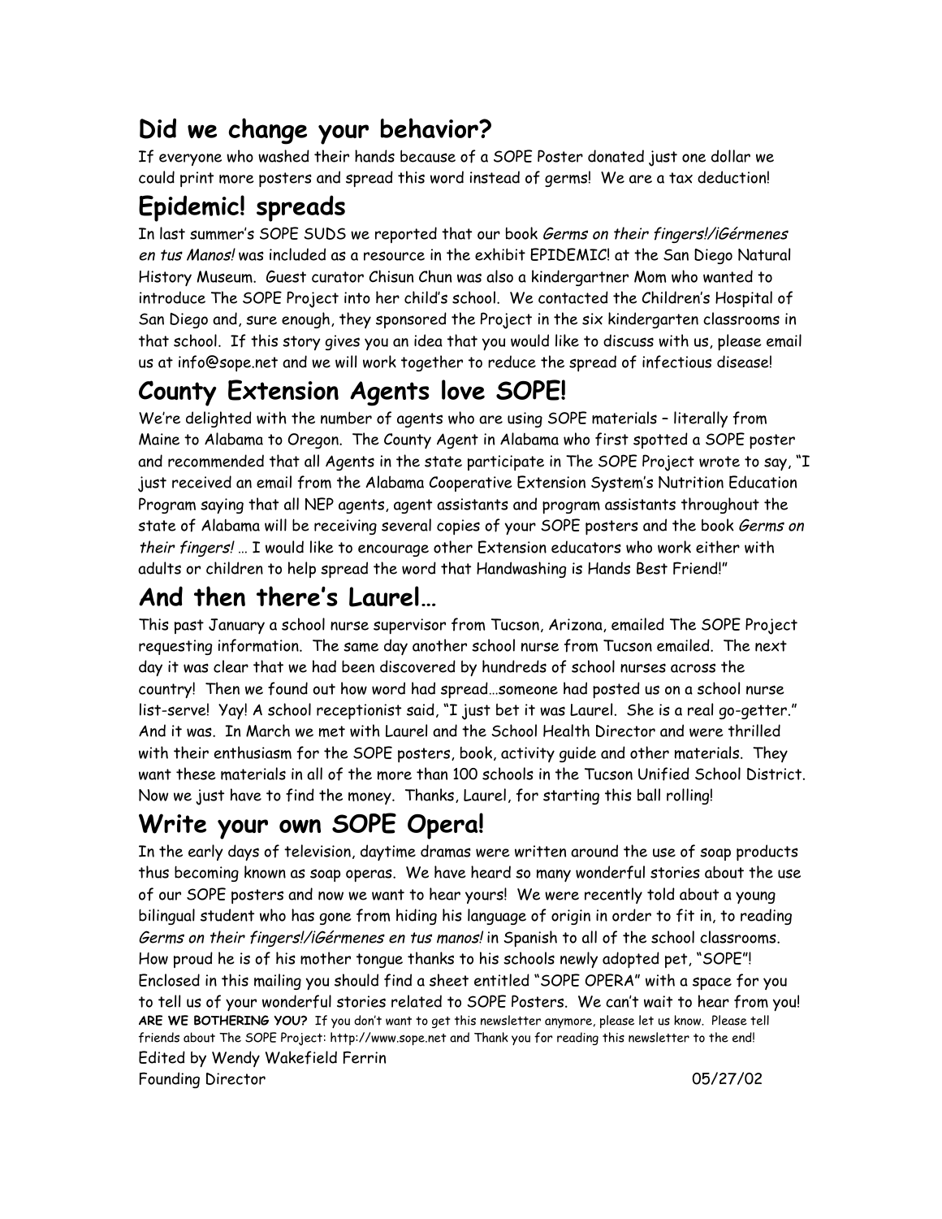## Did we change your behavior?

If everyone who washed their hands because of a SOPE Poster donated just one dollar we could print more posters and spread this word instead of germs! We are a tax deduction!

## Epidemic! spreads

In last summer's SOPE SUDS we reported that our book *Germs on their fingers!/¡Gérmenes en tus Manos!* was included as a resource in the exhibit EPIDEMIC! at the San Diego Natural History Museum. Guest curator Chisun Chun was also a kindergartner Mom who wanted to introduce The SOPE Project into her child's school. We contacted the Children's Hospital of San Diego and, sure enough, they sponsored the Project in the six kindergarten classrooms in that school. If this story gives you an idea that you would like to discuss with us, please email us at info@sope.net and we will work together to reduce the spread of infectious disease!

## County Extension Agents love SOPE!

We're delighted with the number of agents who are using SOPE materials – literally from Maine to Alabama to Oregon. The County Agent in Alabama who first spotted a SOPE poster and recommended that all Agents in the state participate in The SOPE Project wrote to say, "I just received an email from the Alabama Cooperative Extension System's Nutrition Education Program saying that all NEP agents, agent assistants and program assistants throughout the state of Alabama will be receiving several copies of your SOPE posters and the book *Germs on their fingers!* … I would like to encourage other Extension educators who work either with adults or children to help spread the word that Handwashing is Hands Best Friend!"

## And then there's Laurel…

This past January a school nurse supervisor from Tucson, Arizona, emailed The SOPE Project requesting information. The same day another school nurse from Tucson emailed. The next day it was clear that we had been discovered by hundreds of school nurses across the country! Then we found out how word had spread…someone had posted us on a school nurse list-serve! Yay! A school receptionist said, "I just bet it was Laurel. She is a real go-getter." And it was. In March we met with Laurel and the School Health Director and were thrilled with their enthusiasm for the SOPE posters, book, activity guide and other materials. They want these materials in all of the more than 100 schools in the Tucson Unified School District. Now we just have to find the money. Thanks, Laurel, for starting this ball rolling!

## Write your own SOPE Opera!

In the early days of television, daytime dramas were written around the use of soap products thus becoming known as soap operas. We have heard so many wonderful stories about the use of our SOPE posters and now we want to hear yours! We were recently told about a young bilingual student who has gone from hiding his language of origin in order to fit in, to reading *Germs on their fingers!/¡Gérmenes en tus manos!* in Spanish to all of the school classrooms. How proud he is of his mother tongue thanks to his schools newly adopted pet, "SOPE"! Enclosed in this mailing you should find a sheet entitled "SOPE OPERA" with a space for you to tell us of your wonderful stories related to SOPE Posters. We can't wait to hear from you!

**ARE WE BOTHERING YOU?** If you don't want to get this newsletter anymore, please let us know. Please tell friends about The SOPE Project: http://www.sope.net and Thank you for reading this newsletter to the end!

Edited by Wendy Wakefield Ferrin
Founding Director 05/27/02